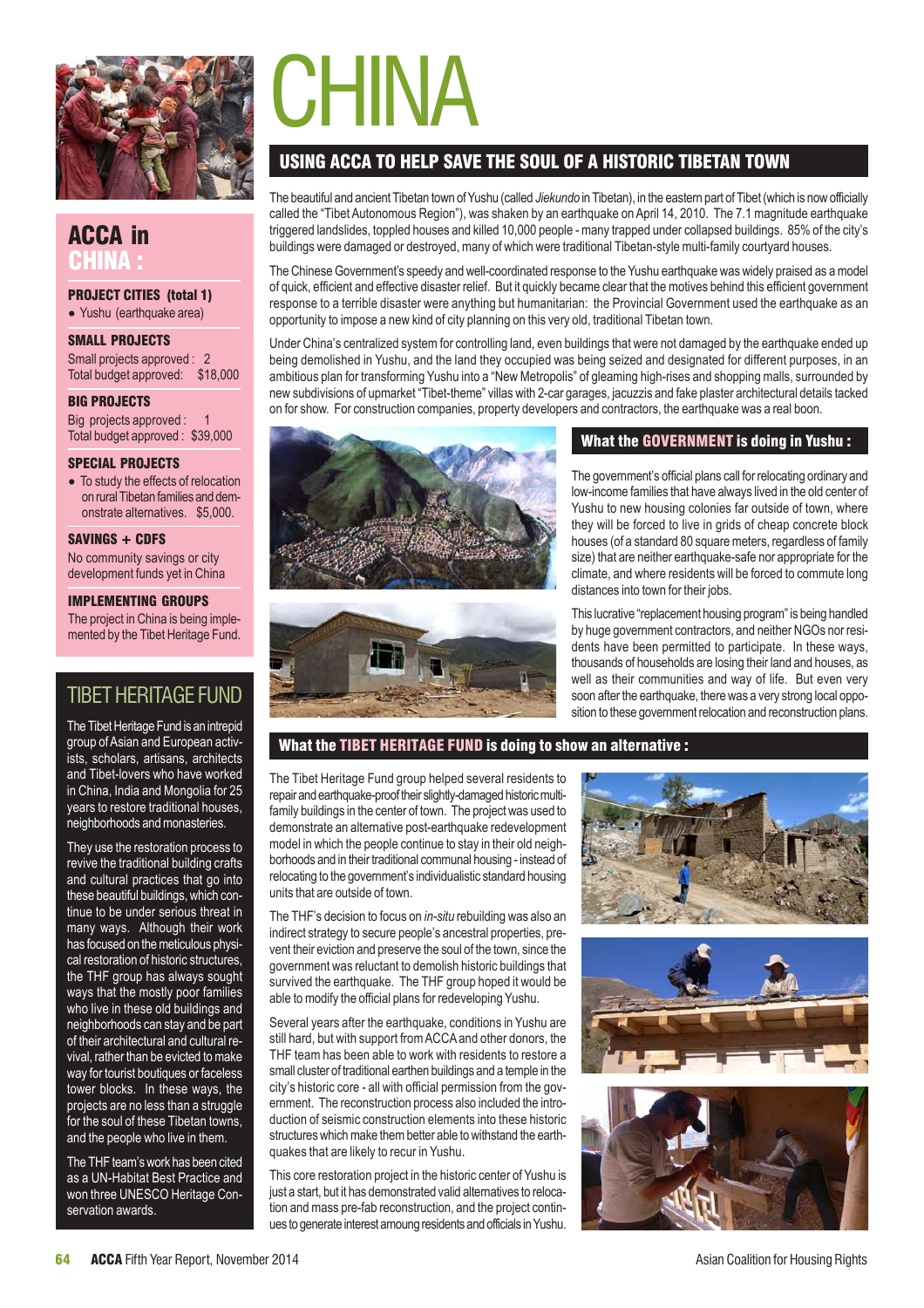# CHINA

## USING ACCA TO HELP SAVE THE SOUL OF A HISTORIC TIBETAN TOWN

The beautiful and ancient Tibetan town of Yushu (called *Jiekundo* in Tibetan), in the eastern part of Tibet (which is now officially called the "Tibet Autonomous Region"), was shaken by an earthquake on April 14, 2010. The 7.1 magnitude earthquake triggered landslides, toppled houses and killed 10,000 people - many trapped under collapsed buildings. 85% of the city's buildings were damaged or destroyed, many of which were traditional Tibetan-style multi-family courtyard houses.

The Chinese Government's speedy and well-coordinated response to the Yushu earthquake was widely praised as a model of quick, efficient and effective disaster relief. But it quickly became clear that the motives behind this efficient government response to a terrible disaster were anything but humanitarian: the Provincial Government used the earthquake as an opportunity to impose a new kind of city planning on this very old, traditional Tibetan town.

Under China's centralized system for controlling land, even buildings that were not damaged by the earthquake ended up being demolished in Yushu, and the land they occupied was being seized and designated for different purposes, in an ambitious plan for transforming Yushu into a "New Metropolis" of gleaming high-rises and shopping malls, surrounded by new subdivisions of upmarket "Tibet-theme" villas with 2-car garages, jacuzzis and fake plaster architectural details tacked on for show. For construction companies, property developers and contractors, the earthquake was a real boon.

### What the GOVERNMENT is doing in Yushu :

The government's official plans call for relocating ordinary and low-income families that have always lived in the old center of Yushu to new housing colonies far outside of town, where they will be forced to live in grids of cheap concrete block houses (of a standard 80 square meters, regardless of family size) that are neither earthquake-safe nor appropriate for the climate, and where residents will be forced to commute long distances into town for their jobs.

This lucrative "replacement housing program" is being handled by huge government contractors, and neither NGOs nor residents have been permitted to participate. In these ways, thousands of households are losing their land and houses, as well as their communities and way of life. But even very soon after the earthquake, there was a very strong local opposition to these government relocation and reconstruction plans.

### What the TIBET HERITAGE FUND is doing to show an alternative :

The Tibet Heritage Fund group helped several residents to repair and earthquake-proof their slightly-damaged historic multi-family buildings in the center of town. The project was used to demonstrate an alternative post-earthquake redevelopment model in which the people continue to stay in their old neighborhoods and in their traditional communal housing - instead of relocating to the government's individualistic standard housing units that are outside of town.

The THF's decision to focus on *in-situ* rebuilding was also an indirect strategy to secure people's ancestral properties, prevent their eviction and preserve the soul of the town, since the government was reluctant to demolish historic buildings that survived the earthquake. The THF group hoped it would be able to modify the official plans for redeveloping Yushu.

Several years after the earthquake, conditions in Yushu are still hard, but with support from ACCA and other donors, the THF team has been able to work with residents to restore a small cluster of traditional earthen buildings and a temple in the city's historic core - all with official permission from the government. The reconstruction process also included the introduction of seismic construction elements into these historic structures which make them better able to withstand the earthquakes that are likely to recur in Yushu.

This core restoration project in the historic center of Yushu is just a start, but it has demonstrated valid alternatives to relocation and mass pre-fab reconstruction, and the project continues to generate interest amoung residents and officials in Yushu.

## ACCA in CHINA :

**PROJECT CITIES (total 1)**
- Yushu (earthquake area)

**SMALL PROJECTS**
Small projects approved : 2
Total budget approved: $18,000

**BIG PROJECTS**
Big projects approved : 1
Total budget approved : $39,000

**SPECIAL PROJECTS**
- To study the effects of relocation on rural Tibetan families and demonstrate alternatives. $5,000.

**SAVINGS + CDFS**
No community savings or city development funds yet in China

**IMPLEMENTING GROUPS**
The project in China is being implemented by the Tibet Heritage Fund.

## TIBET HERITAGE FUND

The Tibet Heritage Fund is an intrepid group of Asian and European activists, scholars, artisans, architects and Tibet-lovers who have worked in China, India and Mongolia for 25 years to restore traditional houses, neighborhoods and monasteries.

They use the restoration process to revive the traditional building crafts and cultural practices that go into these beautiful buildings, which continue to be under serious threat in many ways. Although their work has focused on the meticulous physical restoration of historic structures, the THF group has always sought ways that the mostly poor families who live in these old buildings and neighborhoods can stay and be part of their architectural and cultural revival, rather than be evicted to make way for tourist boutiques or faceless tower blocks. In these ways, the projects are no less than a struggle for the soul of these Tibetan towns, and the people who live in them.

The THF team's work has been cited as a UN-Habitat Best Practice and won three UNESCO Heritage Conservation awards.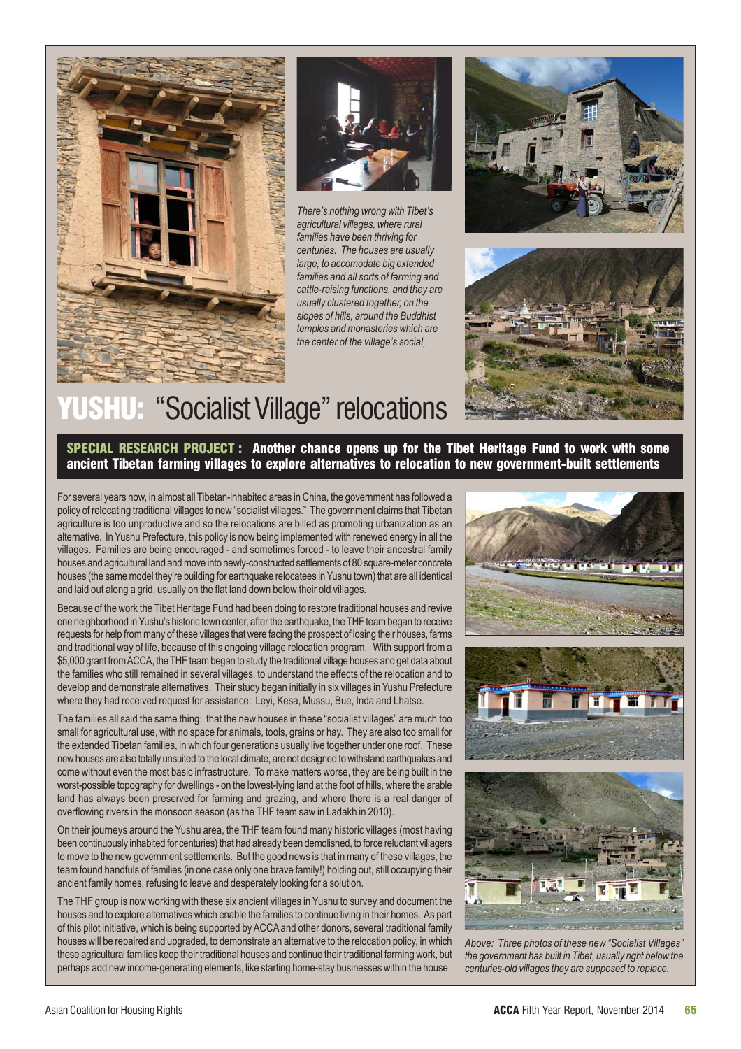There's nothing wrong with Tibet's agricultural villages, where rural families have been thriving for centuries. The houses are usually large, to accomodate big extended families and all sorts of farming and cattle-raising functions, and they are usually clustered together, on the slopes of hills, around the Buddhist temples and monasteries which are the center of the village's social,

# YUSHU: "Socialist Village" relocations

**SPECIAL RESEARCH PROJECT : Another chance opens up for the Tibet Heritage Fund to work with some ancient Tibetan farming villages to explore alternatives to relocation to new government-built settlements**

For several years now, in almost all Tibetan-inhabited areas in China, the government has followed a policy of relocating traditional villages to new "socialist villages." The government claims that Tibetan agriculture is too unproductive and so the relocations are billed as promoting urbanization as an alternative. In Yushu Prefecture, this policy is now being implemented with renewed energy in all the villages. Families are being encouraged - and sometimes forced - to leave their ancestral family houses and agricultural land and move into newly-constructed settlements of 80 square-meter concrete houses (the same model they're building for earthquake relocatees in Yushu town) that are all identical and laid out along a grid, usually on the flat land down below their old villages.

Because of the work the Tibet Heritage Fund had been doing to restore traditional houses and revive one neighborhood in Yushu's historic town center, after the earthquake, the THF team began to receive requests for help from many of these villages that were facing the prospect of losing their houses, farms and traditional way of life, because of this ongoing village relocation program. With support from a $5,000 grant from ACCA, the THF team began to study the traditional village houses and get data about the families who still remained in several villages, to understand the effects of the relocation and to develop and demonstrate alternatives. Their study began initially in six villages in Yushu Prefecture where they had received request for assistance: Leyi, Kesa, Mussu, Bue, Inda and Lhatse.

The families all said the same thing: that the new houses in these "socialist villages" are much too small for agricultural use, with no space for animals, tools, grains or hay. They are also too small for the extended Tibetan families, in which four generations usually live together under one roof. These new houses are also totally unsuited to the local climate, are not designed to withstand earthquakes and come without even the most basic infrastructure. To make matters worse, they are being built in the worst-possible topography for dwellings - on the lowest-lying land at the foot of hills, where the arable land has always been preserved for farming and grazing, and where there is a real danger of overflowing rivers in the monsoon season (as the THF team saw in Ladakh in 2010).

On their journeys around the Yushu area, the THF team found many historic villages (most having been continuously inhabited for centuries) that had already been demolished, to force reluctant villagers to move to the new government settlements. But the good news is that in many of these villages, the team found handfuls of families (in one case only one brave family!) holding out, still occupying their ancient family homes, refusing to leave and desperately looking for a solution.

The THF group is now working with these six ancient villages in Yushu to survey and document the houses and to explore alternatives which enable the families to continue living in their homes. As part of this pilot initiative, which is being supported by ACCA and other donors, several traditional family houses will be repaired and upgraded, to demonstrate an alternative to the relocation policy, in which these agricultural families keep their traditional houses and continue their traditional farming work, but perhaps add new income-generating elements, like starting home-stay businesses within the house.

*Above: Three photos of these new "Socialist Villages" the government has built in Tibet, usually right below the centuries-old villages they are supposed to replace.*